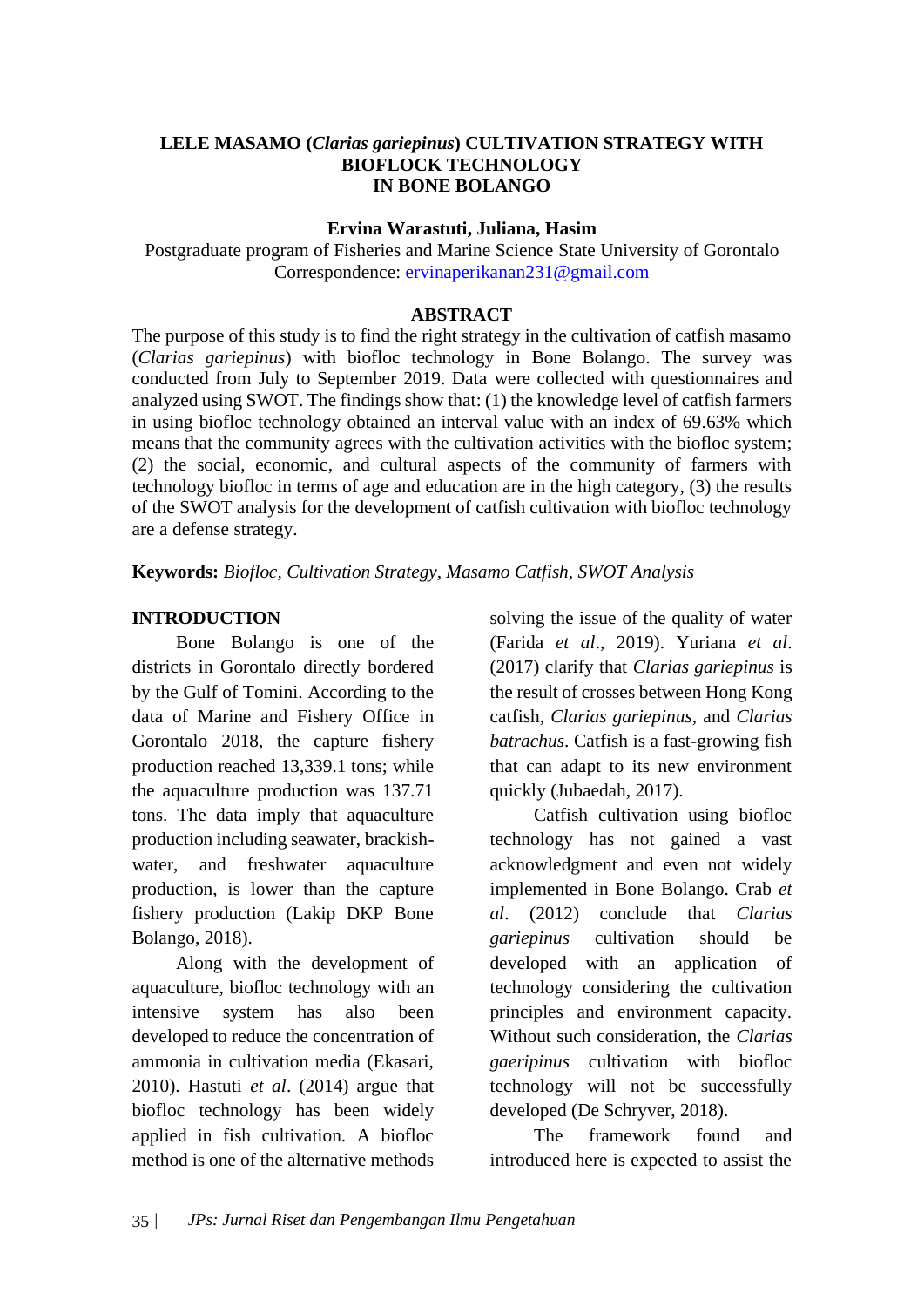# LELE MASAMO (*Clarias gariepinus*) CULTIVATION STRATEGY WITH BIOFLOCK TECHNOLOGY IN BONE BOLANGO

**Ervina Warastuti, Juliana, Hasim**

Postgraduate program of Fisheries and Marine Science State University of Gorontalo
Correspondence: ervinaperikanan231@gmail.com

## ABSTRACT

The purpose of this study is to find the right strategy in the cultivation of catfish masamo (*Clarias gariepinus*) with biofloc technology in Bone Bolango. The survey was conducted from July to September 2019. Data were collected with questionnaires and analyzed using SWOT. The findings show that: (1) the knowledge level of catfish farmers in using biofloc technology obtained an interval value with an index of 69.63% which means that the community agrees with the cultivation activities with the biofloc system; (2) the social, economic, and cultural aspects of the community of farmers with technology biofloc in terms of age and education are in the high category, (3) the results of the SWOT analysis for the development of catfish cultivation with biofloc technology are a defense strategy.

**Keywords:** *Biofloc, Cultivation Strategy, Masamo Catfish, SWOT Analysis*

## INTRODUCTION

Bone Bolango is one of the districts in Gorontalo directly bordered by the Gulf of Tomini. According to the data of Marine and Fishery Office in Gorontalo 2018, the capture fishery production reached 13,339.1 tons; while the aquaculture production was 137.71 tons. The data imply that aquaculture production including seawater, brackish-water, and freshwater aquaculture production, is lower than the capture fishery production (Lakip DKP Bone Bolango, 2018).

Along with the development of aquaculture, biofloc technology with an intensive system has also been developed to reduce the concentration of ammonia in cultivation media (Ekasari, 2010). Hastuti *et al*. (2014) argue that biofloc technology has been widely applied in fish cultivation. A biofloc method is one of the alternative methods solving the issue of the quality of water (Farida *et al*., 2019). Yuriana *et al*. (2017) clarify that *Clarias gariepinus* is the result of crosses between Hong Kong catfish, *Clarias gariepinus*, and *Clarias batrachus*. Catfish is a fast-growing fish that can adapt to its new environment quickly (Jubaedah, 2017).

Catfish cultivation using biofloc technology has not gained a vast acknowledgment and even not widely implemented in Bone Bolango. Crab *et al*. (2012) conclude that *Clarias gariepinus* cultivation should be developed with an application of technology considering the cultivation principles and environment capacity. Without such consideration, the *Clarias gaeripinus* cultivation with biofloc technology will not be successfully developed (De Schryver, 2018).

The framework found and introduced here is expected to assist the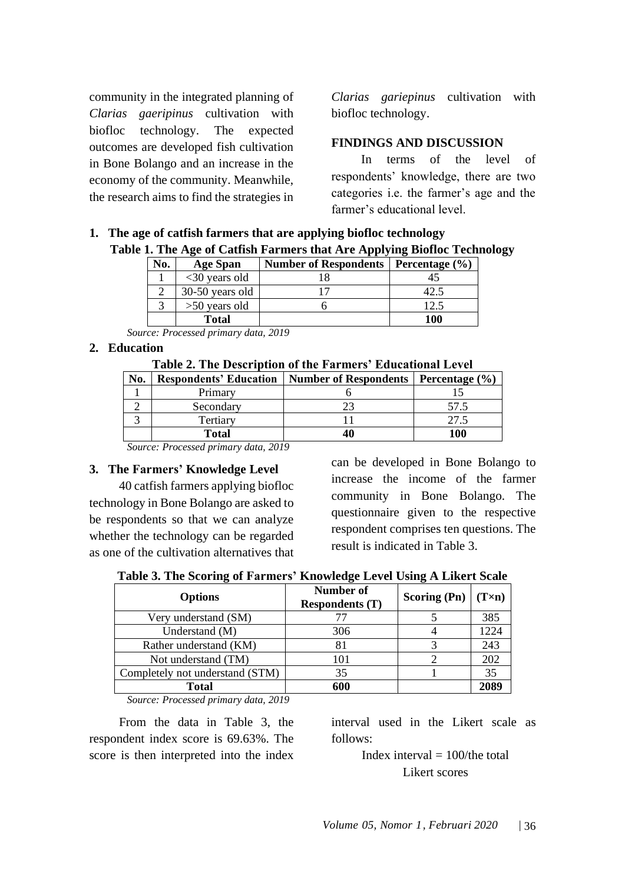community in the integrated planning of *Clarias gaeripinus* cultivation with biofloc technology. The expected outcomes are developed fish cultivation in Bone Bolango and an increase in the economy of the community. Meanwhile, the research aims to find the strategies in *Clarias gariepinus* cultivation with biofloc technology.

## FINDINGS AND DISCUSSION

In terms of the level of respondents' knowledge, there are two categories i.e. the farmer's age and the farmer's educational level.

### 1. The age of catfish farmers that are applying biofloc technology

**Table 1. The Age of Catfish Farmers that Are Applying Biofloc Technology**

| No. | Age Span | Number of Respondents | Percentage (%) |
|---|---|---|---|
| 1 | <30 years old | 18 | 45 |
| 2 | 30-50 years old | 17 | 42.5 |
| 3 | >50 years old | 6 | 12.5 |
| | **Total** | | **100** |

*Source: Processed primary data, 2019*

### 2. Education

**Table 2. The Description of the Farmers' Educational Level**

| No. | Respondents' Education | Number of Respondents | Percentage (%) |
|---|---|---|---|
| 1 | Primary | 6 | 15 |
| 2 | Secondary | 23 | 57.5 |
| 3 | Tertiary | 11 | 27.5 |
| | **Total** | **40** | **100** |

*Source: Processed primary data, 2019*

### 3. The Farmers' Knowledge Level

40 catfish farmers applying biofloc technology in Bone Bolango are asked to be respondents so that we can analyze whether the technology can be regarded as one of the cultivation alternatives that can be developed in Bone Bolango to increase the income of the farmer community in Bone Bolango. The questionnaire given to the respective respondent comprises ten questions. The result is indicated in Table 3.

**Table 3. The Scoring of Farmers' Knowledge Level Using A Likert Scale**

| Options | Number of Respondents (T) | Scoring (Pn) | (T×n) |
|---|---|---|---|
| Very understand (SM) | 77 | 5 | 385 |
| Understand (M) | 306 | 4 | 1224 |
| Rather understand (KM) | 81 | 3 | 243 |
| Not understand (TM) | 101 | 2 | 202 |
| Completely not understand (STM) | 35 | 1 | 35 |
| **Total** | **600** | | **2089** |

*Source: Processed primary data, 2019*

From the data in Table 3, the respondent index score is 69.63%. The score is then interpreted into the index interval used in the Likert scale as follows:

Index interval = 100/the total Likert scores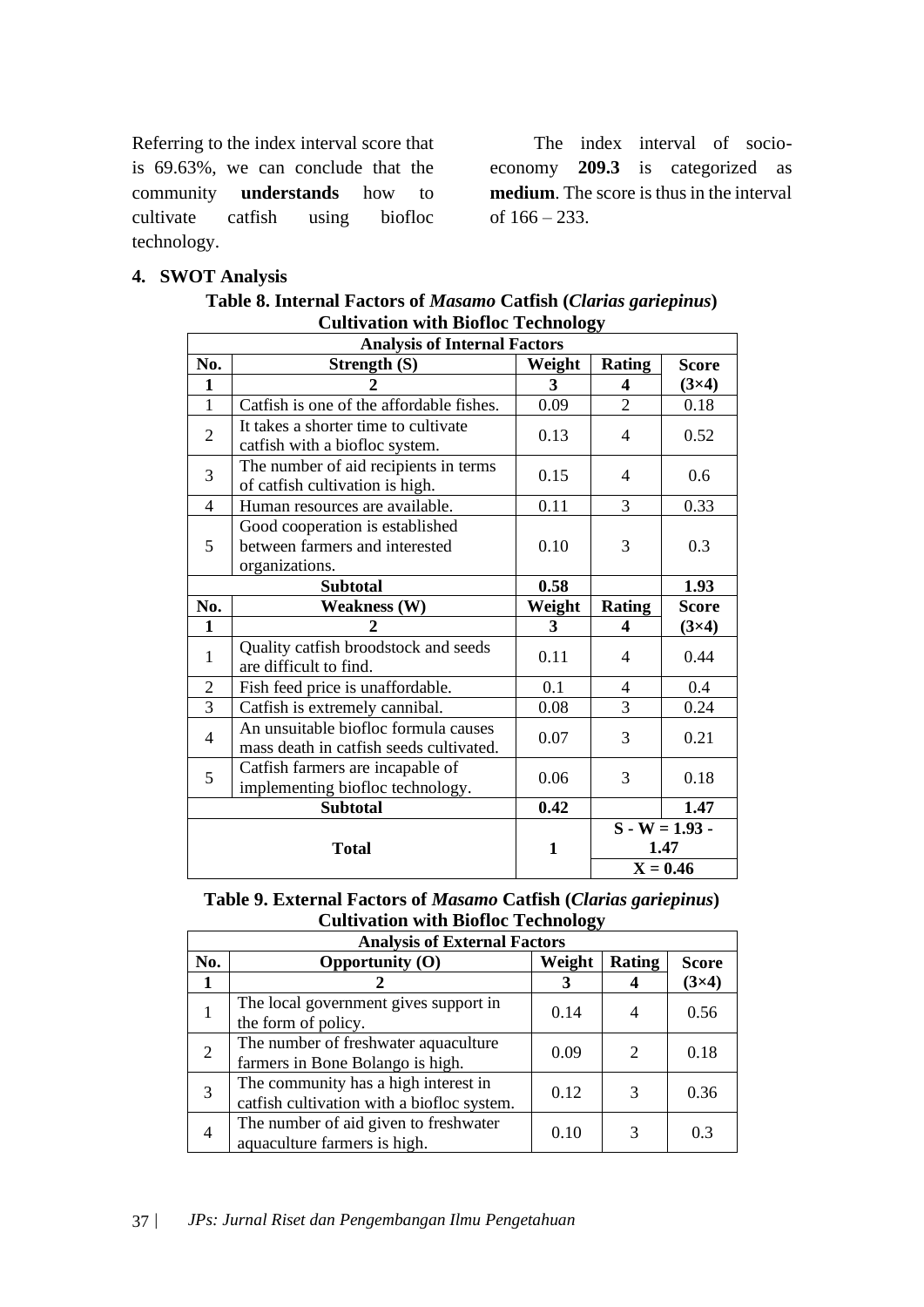Referring to the index interval score that is 69.63%, we can conclude that the community **understands** how to cultivate catfish using biofloc technology.

The index interval of socio-economy **209.3** is categorized as **medium**. The score is thus in the interval of 166 – 233.

## 4. SWOT Analysis

**Table 8. Internal Factors of *Masamo* Catfish (*Clarias gariepinus*) Cultivation with Biofloc Technology**

| Analysis of Internal Factors | | | | |
|---|---|---|---|---|
| **No.** | **Strength (S)** | **Weight** | **Rating** | **Score** |
| **1** | **2** | **3** | **4** | **(3×4)** |
| 1 | Catfish is one of the affordable fishes. | 0.09 | 2 | 0.18 |
| 2 | It takes a shorter time to cultivate catfish with a biofloc system. | 0.13 | 4 | 0.52 |
| 3 | The number of aid recipients in terms of catfish cultivation is high. | 0.15 | 4 | 0.6 |
| 4 | Human resources are available. | 0.11 | 3 | 0.33 |
| 5 | Good cooperation is established between farmers and interested organizations. | 0.10 | 3 | 0.3 |
| | **Subtotal** | **0.58** | | **1.93** |
| **No.** | **Weakness (W)** | **Weight** | **Rating** | **Score** |
| **1** | **2** | **3** | **4** | **(3×4)** |
| 1 | Quality catfish broodstock and seeds are difficult to find. | 0.11 | 4 | 0.44 |
| 2 | Fish feed price is unaffordable. | 0.1 | 4 | 0.4 |
| 3 | Catfish is extremely cannibal. | 0.08 | 3 | 0.24 |
| 4 | An unsuitable biofloc formula causes mass death in catfish seeds cultivated. | 0.07 | 3 | 0.21 |
| 5 | Catfish farmers are incapable of implementing biofloc technology. | 0.06 | 3 | 0.18 |
| | **Subtotal** | **0.42** | | **1.47** |
| | **Total** | **1** | **S - W = 1.93 - 1.47** | |
| | | | **X = 0.46** | |

**Table 9. External Factors of *Masamo* Catfish (*Clarias gariepinus*) Cultivation with Biofloc Technology**

| Analysis of External Factors | | | | |
|---|---|---|---|---|
| **No.** | **Opportunity (O)** | **Weight** | **Rating** | **Score** |
| **1** | **2** | **3** | **4** | **(3×4)** |
| 1 | The local government gives support in the form of policy. | 0.14 | 4 | 0.56 |
| 2 | The number of freshwater aquaculture farmers in Bone Bolango is high. | 0.09 | 2 | 0.18 |
| 3 | The community has a high interest in catfish cultivation with a biofloc system. | 0.12 | 3 | 0.36 |
| 4 | The number of aid given to freshwater aquaculture farmers is high. | 0.10 | 3 | 0.3 |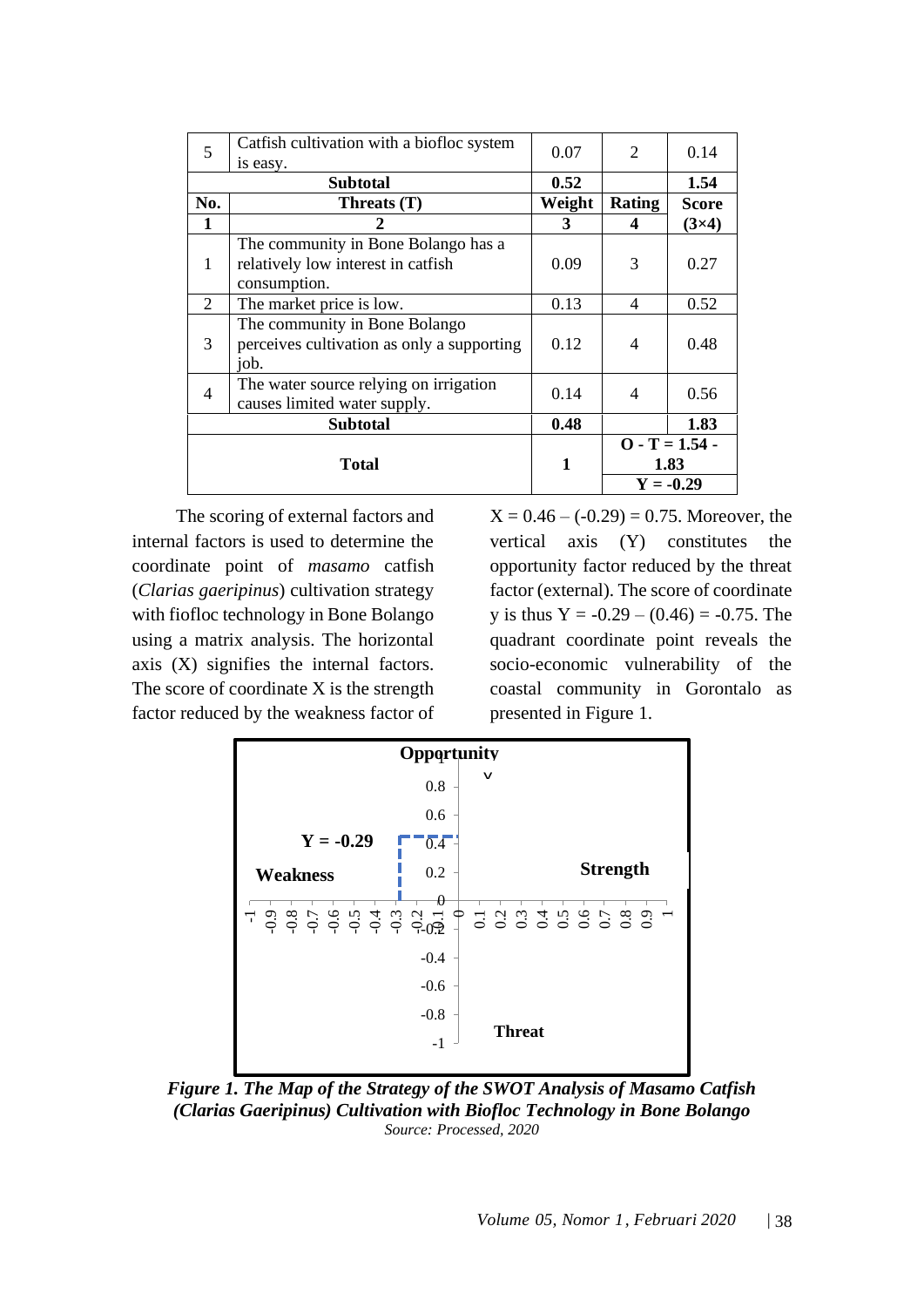| 5 | Catfish cultivation with a biofloc system is easy. | 0.07 | 2 | 0.14 |
|---|---|---|---|---|
| **Subtotal** | | **0.52** | | **1.54** |
| **No.** | **Threats (T)** | **Weight** | **Rating** | **Score** |
| **1** | **2** | **3** | **4** | **(3×4)** |
| 1 | The community in Bone Bolango has a relatively low interest in catfish consumption. | 0.09 | 3 | 0.27 |
| 2 | The market price is low. | 0.13 | 4 | 0.52 |
| 3 | The community in Bone Bolango perceives cultivation as only a supporting job. | 0.12 | 4 | 0.48 |
| 4 | The water source relying on irrigation causes limited water supply. | 0.14 | 4 | 0.56 |
| **Subtotal** | | **0.48** | | **1.83** |
| **Total** | | **1** | **O - T = 1.54 - 1.83** | |
| | | | **Y = -0.29** | |

The scoring of external factors and internal factors is used to determine the coordinate point of *masamo* catfish (*Clarias gaeripinus*) cultivation strategy with fiofloc technology in Bone Bolango using a matrix analysis. The horizontal axis (X) signifies the internal factors. The score of coordinate X is the strength factor reduced by the weakness factor of X = 0.46 – (-0.29) = 0.75. Moreover, the vertical axis (Y) constitutes the opportunity factor reduced by the threat factor (external). The score of coordinate y is thus Y = -0.29 – (0.46) = -0.75. The quadrant coordinate point reveals the socio-economic vulnerability of the coastal community in Gorontalo as presented in Figure 1.

***Figure 1. The Map of the Strategy of the SWOT Analysis of Masamo Catfish (Clarias Gaeripinus) Cultivation with Biofloc Technology in Bone Bolango***

*Source: Processed, 2020*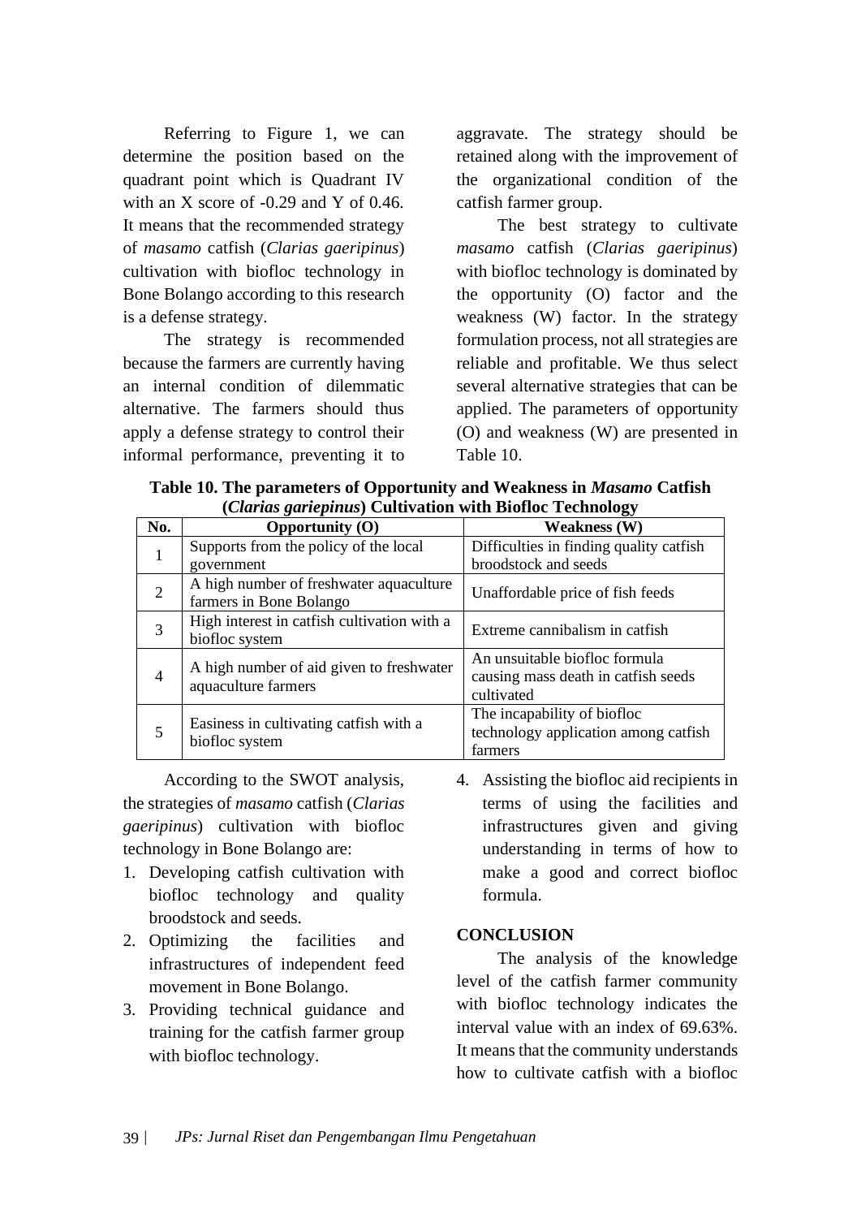Referring to Figure 1, we can determine the position based on the quadrant point which is Quadrant IV with an X score of -0.29 and Y of 0.46. It means that the recommended strategy of *masamo* catfish (*Clarias gaeripinus*) cultivation with biofloc technology in Bone Bolango according to this research is a defense strategy.

The strategy is recommended because the farmers are currently having an internal condition of dilemmatic alternative. The farmers should thus apply a defense strategy to control their informal performance, preventing it to aggravate. The strategy should be retained along with the improvement of the organizational condition of the catfish farmer group.

The best strategy to cultivate *masamo* catfish (*Clarias gaeripinus*) with biofloc technology is dominated by the opportunity (O) factor and the weakness (W) factor. In the strategy formulation process, not all strategies are reliable and profitable. We thus select several alternative strategies that can be applied. The parameters of opportunity (O) and weakness (W) are presented in Table 10.

**Table 10. The parameters of Opportunity and Weakness in *Masamo* Catfish (*Clarias gariepinus*) Cultivation with Biofloc Technology**

| No. | Opportunity (O) | Weakness (W) |
|---|---|---|
| 1 | Supports from the policy of the local government | Difficulties in finding quality catfish broodstock and seeds |
| 2 | A high number of freshwater aquaculture farmers in Bone Bolango | Unaffordable price of fish feeds |
| 3 | High interest in catfish cultivation with a biofloc system | Extreme cannibalism in catfish |
| 4 | A high number of aid given to freshwater aquaculture farmers | An unsuitable biofloc formula causing mass death in catfish seeds cultivated |
| 5 | Easiness in cultivating catfish with a biofloc system | The incapability of biofloc technology application among catfish farmers |

According to the SWOT analysis, the strategies of *masamo* catfish (*Clarias gaeripinus*) cultivation with biofloc technology in Bone Bolango are:

1. Developing catfish cultivation with biofloc technology and quality broodstock and seeds.
2. Optimizing the facilities and infrastructures of independent feed movement in Bone Bolango.
3. Providing technical guidance and training for the catfish farmer group with biofloc technology.
4. Assisting the biofloc aid recipients in terms of using the facilities and infrastructures given and giving understanding in terms of how to make a good and correct biofloc formula.

## CONCLUSION

The analysis of the knowledge level of the catfish farmer community with biofloc technology indicates the interval value with an index of 69.63%. It means that the community understands how to cultivate catfish with a biofloc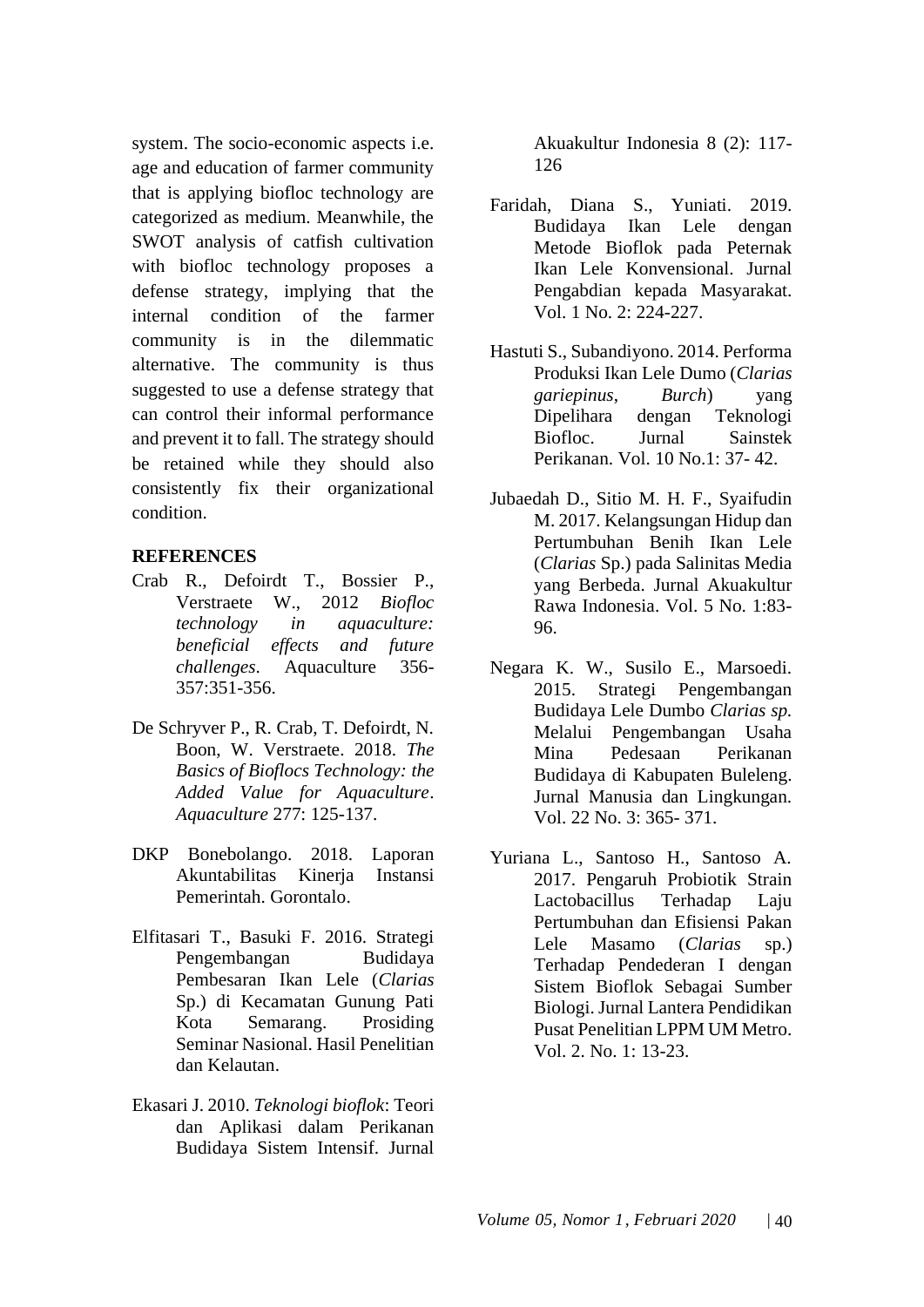system. The socio-economic aspects i.e. age and education of farmer community that is applying biofloc technology are categorized as medium. Meanwhile, the SWOT analysis of catfish cultivation with biofloc technology proposes a defense strategy, implying that the internal condition of the farmer community is in the dilemmatic alternative. The community is thus suggested to use a defense strategy that can control their informal performance and prevent it to fall. The strategy should be retained while they should also consistently fix their organizational condition.

## REFERENCES

Crab R., Defoirdt T., Bossier P., Verstraete W., 2012 *Biofloc technology in aquaculture: beneficial effects and future challenges*. Aquaculture 356-357:351-356.

De Schryver P., R. Crab, T. Defoirdt, N. Boon, W. Verstraete. 2018. *The Basics of Bioflocs Technology: the Added Value for Aquaculture*. *Aquaculture* 277: 125-137.

DKP Bonebolango. 2018. Laporan Akuntabilitas Kinerja Instansi Pemerintah. Gorontalo.

Elfitasari T., Basuki F. 2016. Strategi Pengembangan Budidaya Pembesaran Ikan Lele (*Clarias* Sp.) di Kecamatan Gunung Pati Kota Semarang. Prosiding Seminar Nasional. Hasil Penelitian dan Kelautan.

Ekasari J. 2010. *Teknologi bioflok*: Teori dan Aplikasi dalam Perikanan Budidaya Sistem Intensif. Jurnal Akuakultur Indonesia 8 (2): 117-126

Faridah, Diana S., Yuniati. 2019. Budidaya Ikan Lele dengan Metode Bioflok pada Peternak Ikan Lele Konvensional. Jurnal Pengabdian kepada Masyarakat. Vol. 1 No. 2: 224-227.

Hastuti S., Subandiyono. 2014. Performa Produksi Ikan Lele Dumo (*Clarias gariepinus*, *Burch*) yang Dipelihara dengan Teknologi Biofloc. Jurnal Sainstek Perikanan. Vol. 10 No.1: 37- 42.

Jubaedah D., Sitio M. H. F., Syaifudin M. 2017. Kelangsungan Hidup dan Pertumbuhan Benih Ikan Lele (*Clarias* Sp.) pada Salinitas Media yang Berbeda. Jurnal Akuakultur Rawa Indonesia. Vol. 5 No. 1:83-96.

Negara K. W., Susilo E., Marsoedi. 2015. Strategi Pengembangan Budidaya Lele Dumbo *Clarias sp.* Melalui Pengembangan Usaha Mina Pedesaan Perikanan Budidaya di Kabupaten Buleleng. Jurnal Manusia dan Lingkungan. Vol. 22 No. 3: 365- 371.

Yuriana L., Santoso H., Santoso A. 2017. Pengaruh Probiotik Strain Lactobacillus Terhadap Laju Pertumbuhan dan Efisiensi Pakan Lele Masamo (*Clarias* sp.) Terhadap Pendederan I dengan Sistem Bioflok Sebagai Sumber Biologi. Jurnal Lantera Pendidikan Pusat Penelitian LPPM UM Metro. Vol. 2. No. 1: 13-23.